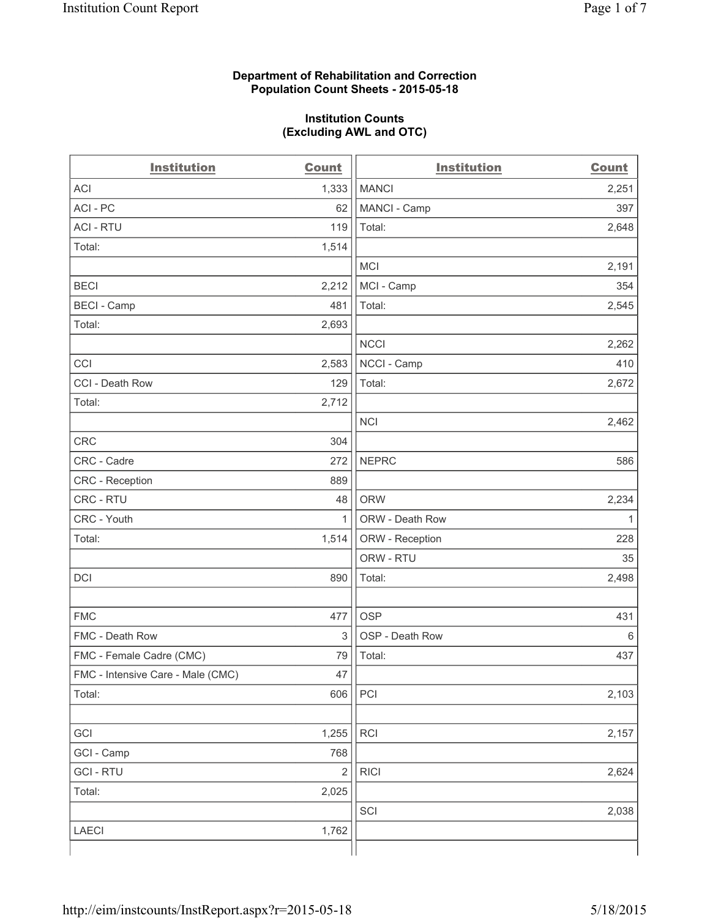**Department of Rehabilitation and Correction**
**Population Count Sheets - 2015-05-18**

**Institution Counts**
**(Excluding AWL and OTC)**

| Institution | Count | Institution | Count |
|---|---|---|---|
| ACI | 1,333 | MANCI | 2,251 |
| ACI - PC | 62 | MANCI - Camp | 397 |
| ACI - RTU | 119 | Total: | 2,648 |
| Total: | 1,514 | | |
| | | MCI | 2,191 |
| BECI | 2,212 | MCI - Camp | 354 |
| BECI - Camp | 481 | Total: | 2,545 |
| Total: | 2,693 | | |
| | | NCCI | 2,262 |
| CCI | 2,583 | NCCI - Camp | 410 |
| CCI - Death Row | 129 | Total: | 2,672 |
| Total: | 2,712 | | |
| | | NCI | 2,462 |
| CRC | 304 | | |
| CRC - Cadre | 272 | NEPRC | 586 |
| CRC - Reception | 889 | | |
| CRC - RTU | 48 | ORW | 2,234 |
| CRC - Youth | 1 | ORW - Death Row | 1 |
| Total: | 1,514 | ORW - Reception | 228 |
| | | ORW - RTU | 35 |
| DCI | 890 | Total: | 2,498 |
| | | | |
| FMC | 477 | OSP | 431 |
| FMC - Death Row | 3 | OSP - Death Row | 6 |
| FMC - Female Cadre (CMC) | 79 | Total: | 437 |
| FMC - Intensive Care - Male (CMC) | 47 | | |
| Total: | 606 | PCI | 2,103 |
| | | | |
| GCI | 1,255 | RCI | 2,157 |
| GCI - Camp | 768 | | |
| GCI - RTU | 2 | RICI | 2,624 |
| Total: | 2,025 | | |
| | | SCI | 2,038 |
| LAECI | 1,762 | | |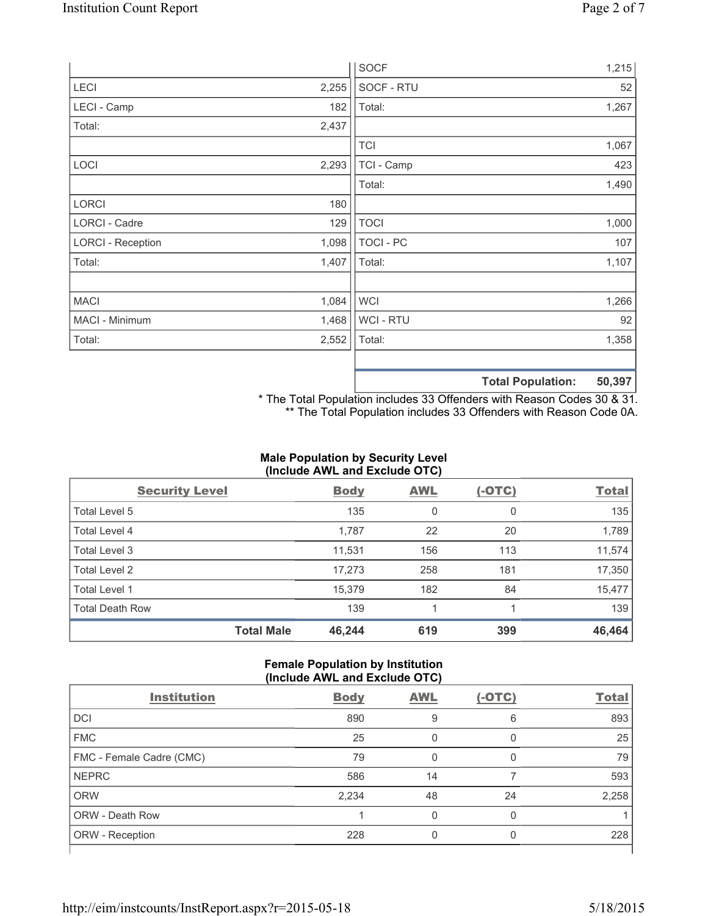| | | | |
|---|---|---|---|
| | | SOCF | 1,215 |
| LECI | 2,255 | SOCF - RTU | 52 |
| LECI - Camp | 182 | Total: | 1,267 |
| Total: | 2,437 | | |
| | | TCI | 1,067 |
| LOCI | 2,293 | TCI - Camp | 423 |
| | | Total: | 1,490 |
| LORCI | 180 | | |
| LORCI - Cadre | 129 | TOCI | 1,000 |
| LORCI - Reception | 1,098 | TOCI - PC | 107 |
| Total: | 1,407 | Total: | 1,107 |
| | | | |
| MACI | 1,084 | WCI | 1,266 |
| MACI - Minimum | 1,468 | WCI - RTU | 92 |
| Total: | 2,552 | Total: | 1,358 |
| | | | |
| | | **Total Population:** | **50,397** |

* The Total Population includes 33 Offenders with Reason Codes 30 & 31.
** The Total Population includes 33 Offenders with Reason Code 0A.

### Male Population by Security Level (Include AWL and Exclude OTC)

| Security Level | Body | AWL | (-OTC) | Total |
|---|---|---|---|---|
| Total Level 5 | 135 | 0 | 0 | 135 |
| Total Level 4 | 1,787 | 22 | 20 | 1,789 |
| Total Level 3 | 11,531 | 156 | 113 | 11,574 |
| Total Level 2 | 17,273 | 258 | 181 | 17,350 |
| Total Level 1 | 15,379 | 182 | 84 | 15,477 |
| Total Death Row | 139 | 1 | 1 | 139 |
| **Total Male** | **46,244** | **619** | **399** | **46,464** |

### Female Population by Institution (Include AWL and Exclude OTC)

| Institution | Body | AWL | (-OTC) | Total |
|---|---|---|---|---|
| DCI | 890 | 9 | 6 | 893 |
| FMC | 25 | 0 | 0 | 25 |
| FMC - Female Cadre (CMC) | 79 | 0 | 0 | 79 |
| NEPRC | 586 | 14 | 7 | 593 |
| ORW | 2,234 | 48 | 24 | 2,258 |
| ORW - Death Row | 1 | 0 | 0 | 1 |
| ORW - Reception | 228 | 0 | 0 | 228 |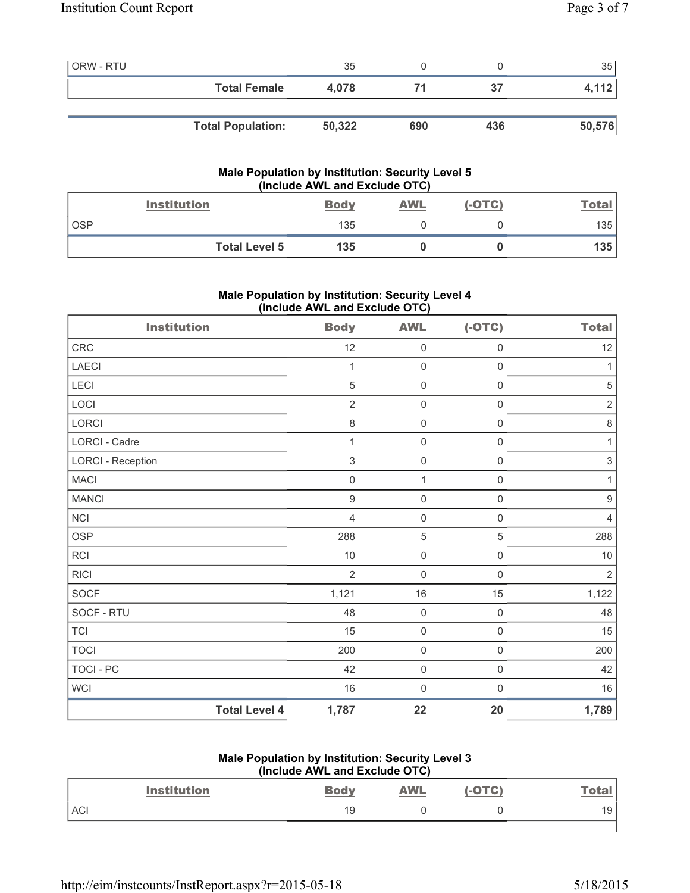| | | | | |
|---|---|---|---|---|
| ORW - RTU | 35 | 0 | 0 | 35 |
| **Total Female** | **4,078** | **71** | **37** | **4,112** |

| | | | | |
|---|---|---|---|---|
| **Total Population:** | **50,322** | **690** | **436** | **50,576** |

### Male Population by Institution: Security Level 5 (Include AWL and Exclude OTC)

| Institution | Body | AWL | (-OTC) | Total |
|---|---|---|---|---|
| OSP | 135 | 0 | 0 | 135 |
| **Total Level 5** | **135** | **0** | **0** | **135** |

### Male Population by Institution: Security Level 4 (Include AWL and Exclude OTC)

| Institution | Body | AWL | (-OTC) | Total |
|---|---|---|---|---|
| CRC | 12 | 0 | 0 | 12 |
| LAECI | 1 | 0 | 0 | 1 |
| LECI | 5 | 0 | 0 | 5 |
| LOCI | 2 | 0 | 0 | 2 |
| LORCI | 8 | 0 | 0 | 8 |
| LORCI - Cadre | 1 | 0 | 0 | 1 |
| LORCI - Reception | 3 | 0 | 0 | 3 |
| MACI | 0 | 1 | 0 | 1 |
| MANCI | 9 | 0 | 0 | 9 |
| NCI | 4 | 0 | 0 | 4 |
| OSP | 288 | 5 | 5 | 288 |
| RCI | 10 | 0 | 0 | 10 |
| RICI | 2 | 0 | 0 | 2 |
| SOCF | 1,121 | 16 | 15 | 1,122 |
| SOCF - RTU | 48 | 0 | 0 | 48 |
| TCI | 15 | 0 | 0 | 15 |
| TOCI | 200 | 0 | 0 | 200 |
| TOCI - PC | 42 | 0 | 0 | 42 |
| WCI | 16 | 0 | 0 | 16 |
| **Total Level 4** | **1,787** | **22** | **20** | **1,789** |

### Male Population by Institution: Security Level 3 (Include AWL and Exclude OTC)

| Institution | Body | AWL | (-OTC) | Total |
|---|---|---|---|---|
| ACI | 19 | 0 | 0 | 19 |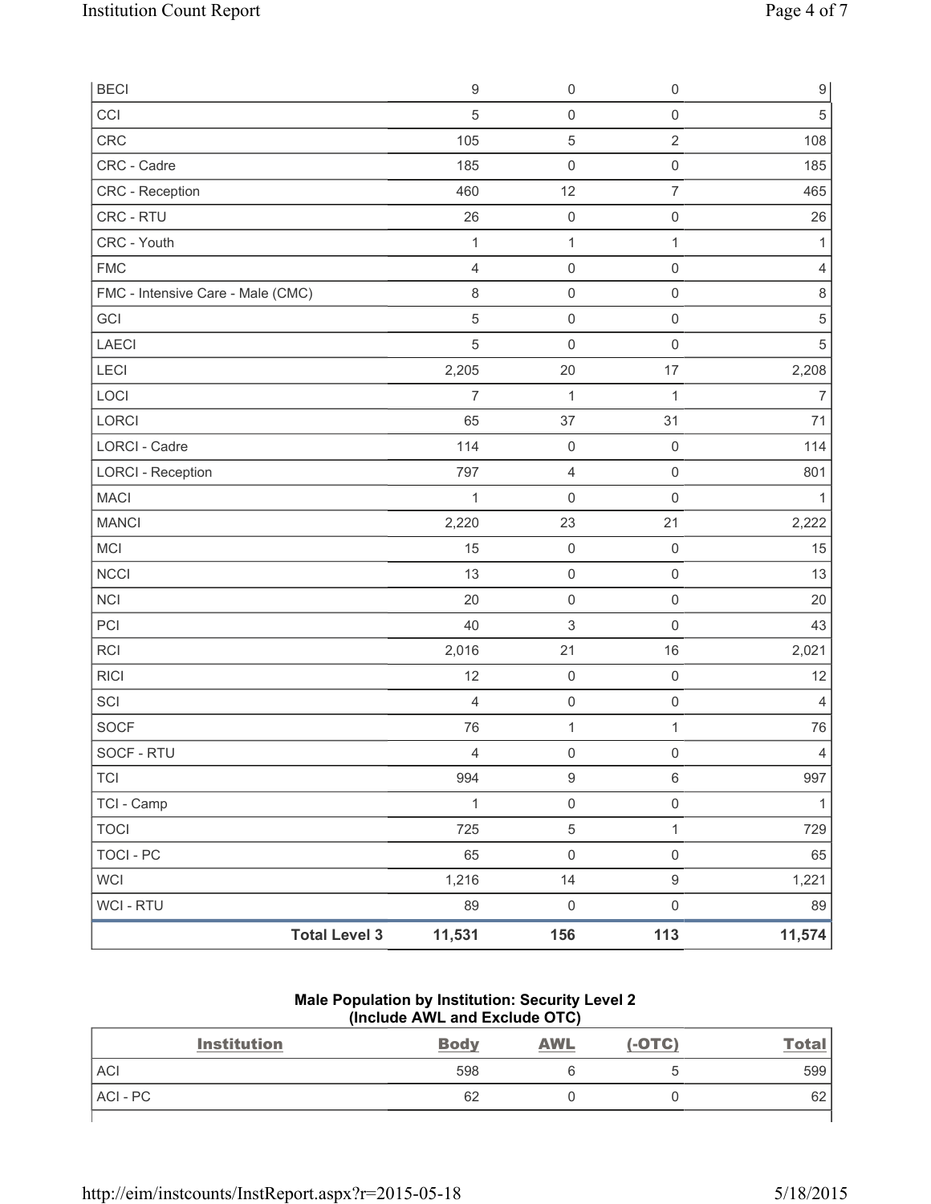| | | | |
|---|---|---|---|
| BECI | 9 | 0 | 0 | 9 |
| CCI | 5 | 0 | 0 | 5 |
| CRC | 105 | 5 | 2 | 108 |
| CRC - Cadre | 185 | 0 | 0 | 185 |
| CRC - Reception | 460 | 12 | 7 | 465 |
| CRC - RTU | 26 | 0 | 0 | 26 |
| CRC - Youth | 1 | 1 | 1 | 1 |
| FMC | 4 | 0 | 0 | 4 |
| FMC - Intensive Care - Male (CMC) | 8 | 0 | 0 | 8 |
| GCI | 5 | 0 | 0 | 5 |
| LAECI | 5 | 0 | 0 | 5 |
| LECI | 2,205 | 20 | 17 | 2,208 |
| LOCI | 7 | 1 | 1 | 7 |
| LORCI | 65 | 37 | 31 | 71 |
| LORCI - Cadre | 114 | 0 | 0 | 114 |
| LORCI - Reception | 797 | 4 | 0 | 801 |
| MACI | 1 | 0 | 0 | 1 |
| MANCI | 2,220 | 23 | 21 | 2,222 |
| MCI | 15 | 0 | 0 | 15 |
| NCCI | 13 | 0 | 0 | 13 |
| NCI | 20 | 0 | 0 | 20 |
| PCI | 40 | 3 | 0 | 43 |
| RCI | 2,016 | 21 | 16 | 2,021 |
| RICI | 12 | 0 | 0 | 12 |
| SCI | 4 | 0 | 0 | 4 |
| SOCF | 76 | 1 | 1 | 76 |
| SOCF - RTU | 4 | 0 | 0 | 4 |
| TCI | 994 | 9 | 6 | 997 |
| TCI - Camp | 1 | 0 | 0 | 1 |
| TOCI | 725 | 5 | 1 | 729 |
| TOCI - PC | 65 | 0 | 0 | 65 |
| WCI | 1,216 | 14 | 9 | 1,221 |
| WCI - RTU | 89 | 0 | 0 | 89 |
| **Total Level 3** | **11,531** | **156** | **113** | **11,574** |

**Male Population by Institution: Security Level 2 (Include AWL and Exclude OTC)**

| Institution | Body | AWL | (-OTC) | Total |
|---|---|---|---|---|
| ACI | 598 | 6 | 5 | 599 |
| ACI - PC | 62 | 0 | 0 | 62 |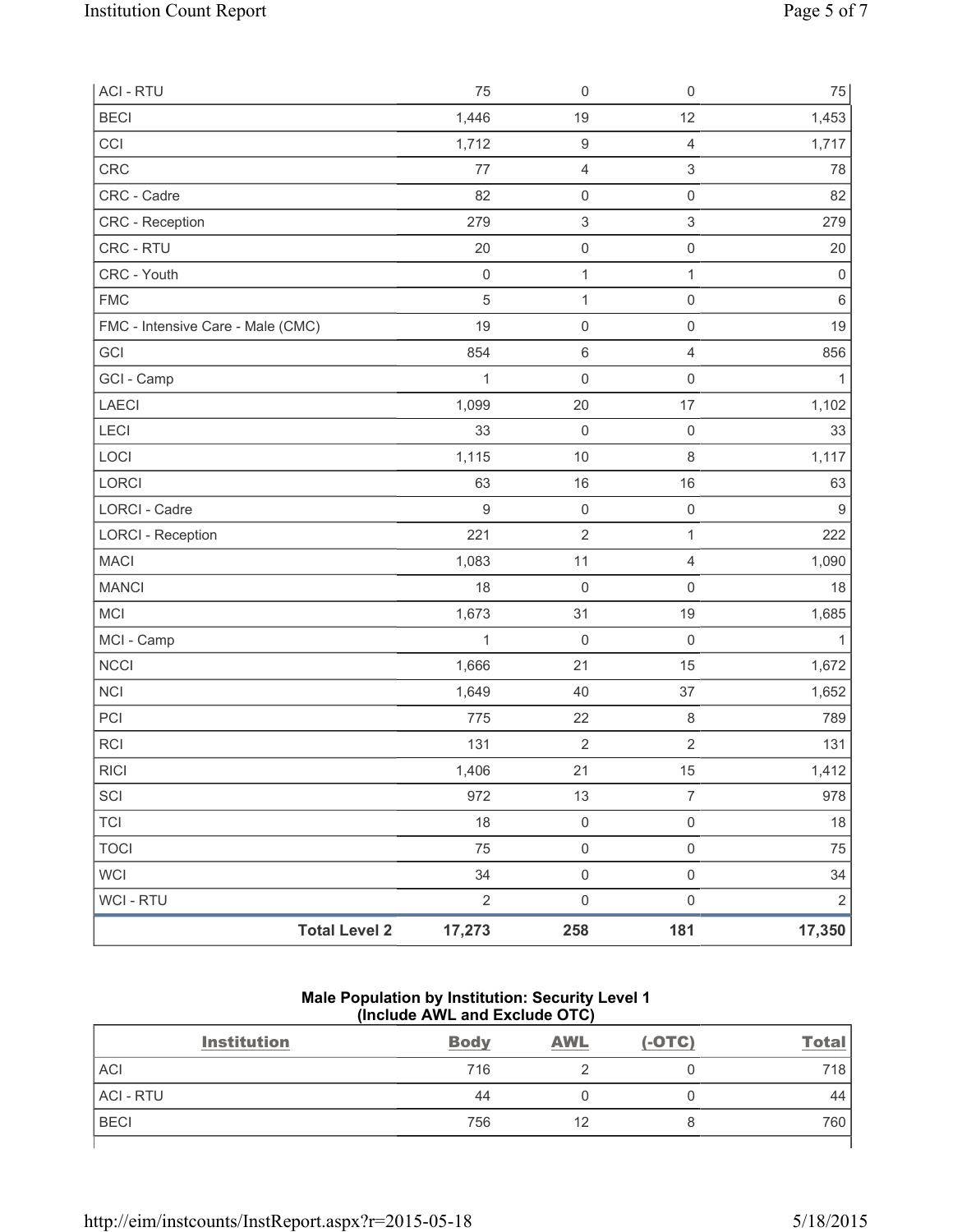| | | | | |
|---|---|---|---|---|
| ACI - RTU | 75 | 0 | 0 | 75 |
| BECI | 1,446 | 19 | 12 | 1,453 |
| CCI | 1,712 | 9 | 4 | 1,717 |
| CRC | 77 | 4 | 3 | 78 |
| CRC - Cadre | 82 | 0 | 0 | 82 |
| CRC - Reception | 279 | 3 | 3 | 279 |
| CRC - RTU | 20 | 0 | 0 | 20 |
| CRC - Youth | 0 | 1 | 1 | 0 |
| FMC | 5 | 1 | 0 | 6 |
| FMC - Intensive Care - Male (CMC) | 19 | 0 | 0 | 19 |
| GCI | 854 | 6 | 4 | 856 |
| GCI - Camp | 1 | 0 | 0 | 1 |
| LAECI | 1,099 | 20 | 17 | 1,102 |
| LECI | 33 | 0 | 0 | 33 |
| LOCI | 1,115 | 10 | 8 | 1,117 |
| LORCI | 63 | 16 | 16 | 63 |
| LORCI - Cadre | 9 | 0 | 0 | 9 |
| LORCI - Reception | 221 | 2 | 1 | 222 |
| MACI | 1,083 | 11 | 4 | 1,090 |
| MANCI | 18 | 0 | 0 | 18 |
| MCI | 1,673 | 31 | 19 | 1,685 |
| MCI - Camp | 1 | 0 | 0 | 1 |
| NCCI | 1,666 | 21 | 15 | 1,672 |
| NCI | 1,649 | 40 | 37 | 1,652 |
| PCI | 775 | 22 | 8 | 789 |
| RCI | 131 | 2 | 2 | 131 |
| RICI | 1,406 | 21 | 15 | 1,412 |
| SCI | 972 | 13 | 7 | 978 |
| TCI | 18 | 0 | 0 | 18 |
| TOCI | 75 | 0 | 0 | 75 |
| WCI | 34 | 0 | 0 | 34 |
| WCI - RTU | 2 | 0 | 0 | 2 |
| **Total Level 2** | **17,273** | **258** | **181** | **17,350** |

**Male Population by Institution: Security Level 1 (Include AWL and Exclude OTC)**

| Institution | Body | AWL | (-OTC) | Total |
|---|---|---|---|---|
| ACI | 716 | 2 | 0 | 718 |
| ACI - RTU | 44 | 0 | 0 | 44 |
| BECI | 756 | 12 | 8 | 760 |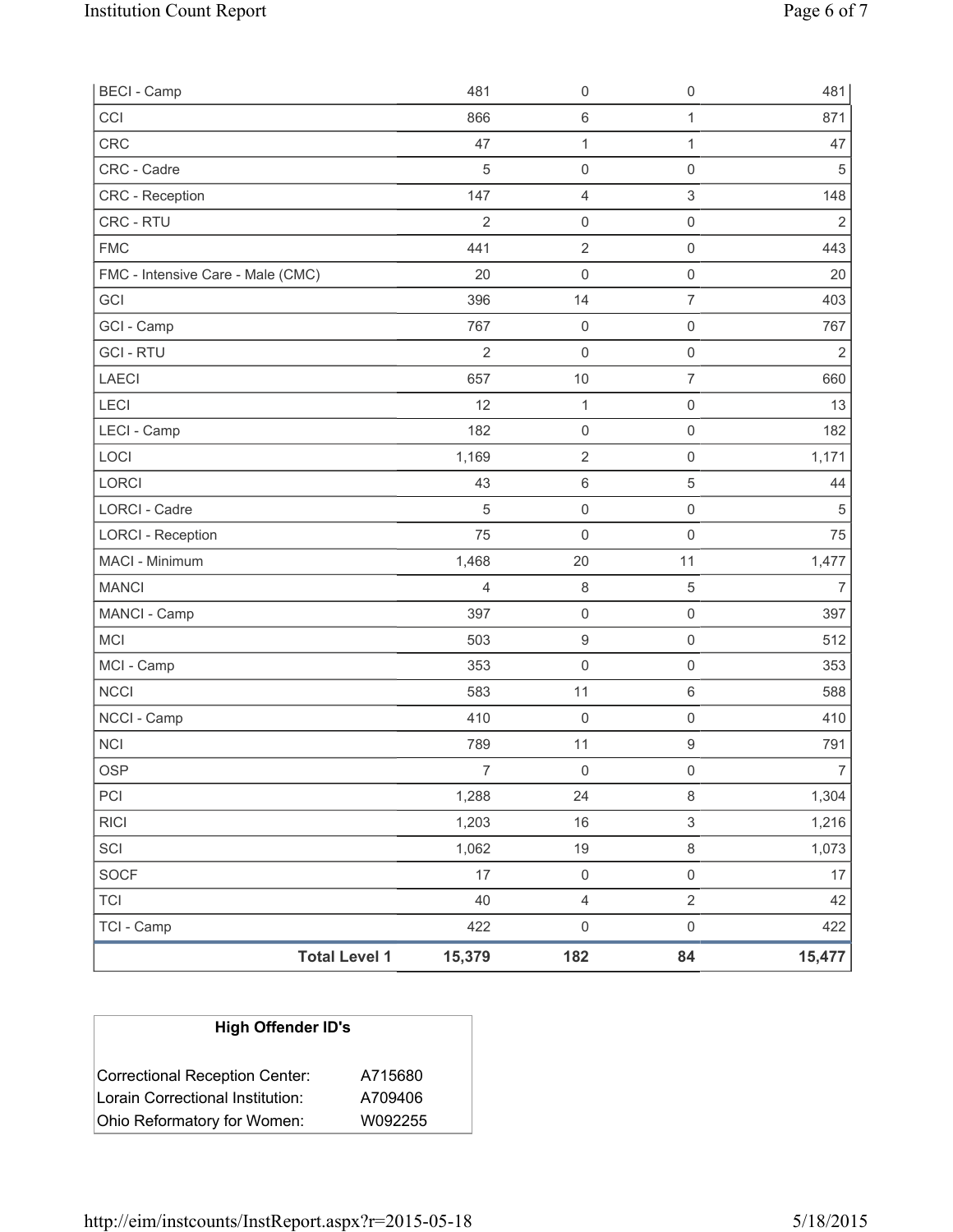| | | | | |
|---|---|---|---|---|
| BECI - Camp | 481 | 0 | 0 | 481 |
| CCI | 866 | 6 | 1 | 871 |
| CRC | 47 | 1 | 1 | 47 |
| CRC - Cadre | 5 | 0 | 0 | 5 |
| CRC - Reception | 147 | 4 | 3 | 148 |
| CRC - RTU | 2 | 0 | 0 | 2 |
| FMC | 441 | 2 | 0 | 443 |
| FMC - Intensive Care - Male (CMC) | 20 | 0 | 0 | 20 |
| GCI | 396 | 14 | 7 | 403 |
| GCI - Camp | 767 | 0 | 0 | 767 |
| GCI - RTU | 2 | 0 | 0 | 2 |
| LAECI | 657 | 10 | 7 | 660 |
| LECI | 12 | 1 | 0 | 13 |
| LECI - Camp | 182 | 0 | 0 | 182 |
| LOCI | 1,169 | 2 | 0 | 1,171 |
| LORCI | 43 | 6 | 5 | 44 |
| LORCI - Cadre | 5 | 0 | 0 | 5 |
| LORCI - Reception | 75 | 0 | 0 | 75 |
| MACI - Minimum | 1,468 | 20 | 11 | 1,477 |
| MANCI | 4 | 8 | 5 | 7 |
| MANCI - Camp | 397 | 0 | 0 | 397 |
| MCI | 503 | 9 | 0 | 512 |
| MCI - Camp | 353 | 0 | 0 | 353 |
| NCCI | 583 | 11 | 6 | 588 |
| NCCI - Camp | 410 | 0 | 0 | 410 |
| NCI | 789 | 11 | 9 | 791 |
| OSP | 7 | 0 | 0 | 7 |
| PCI | 1,288 | 24 | 8 | 1,304 |
| RICI | 1,203 | 16 | 3 | 1,216 |
| SCI | 1,062 | 19 | 8 | 1,073 |
| SOCF | 17 | 0 | 0 | 17 |
| TCI | 40 | 4 | 2 | 42 |
| TCI - Camp | 422 | 0 | 0 | 422 |
| **Total Level 1** | **15,379** | **182** | **84** | **15,477** |

| High Offender ID's | |
|---|---|
| Correctional Reception Center: | A715680 |
| Lorain Correctional Institution: | A709406 |
| Ohio Reformatory for Women: | W092255 |